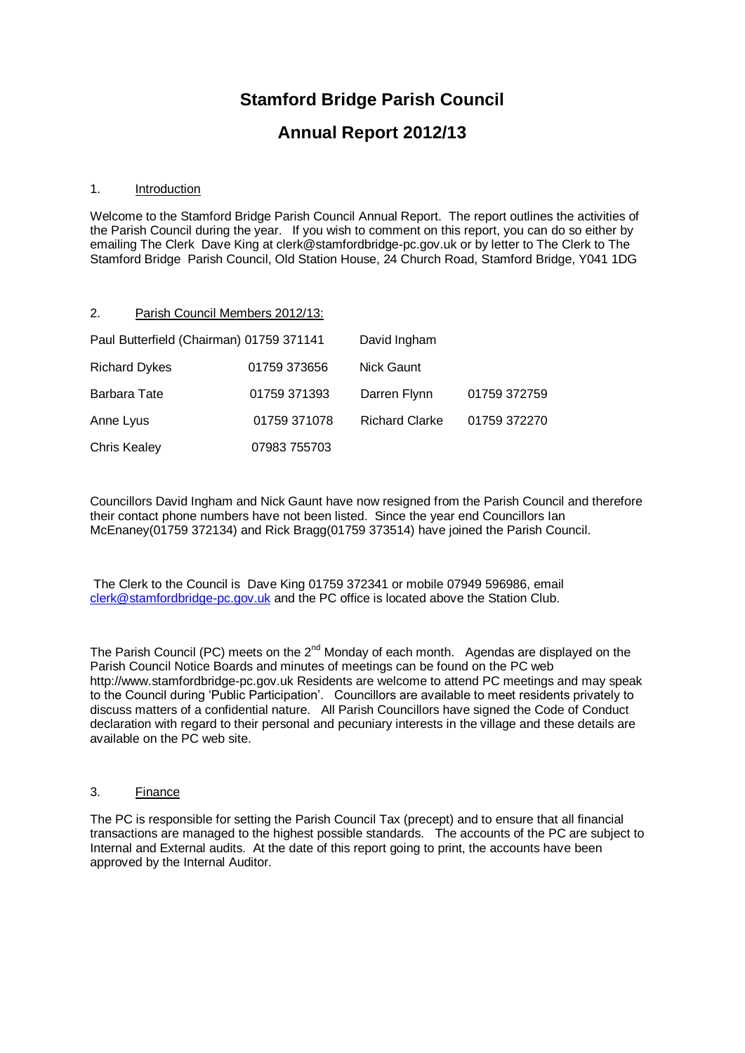# Stamford Bridge Parish Council

## Annual Report 2012/13

### 1. Introduction

Welcome to the Stamford Bridge Parish Council Annual Report. The report outlines the activities of the Parish Council during the year. If you wish to comment on this report, you can do so either by emailing The Clerk Dave King at clerk@stamfordbridge-pc.gov.uk or by letter to The Clerk to The Stamford Bridge Parish Council, Old Station House, 24 Church Road, Stamford Bridge, Y041 1DG

### 2. Parish Council Members 2012/13:

| | | | |
|---|---|---|---|
| Paul Butterfield (Chairman) | 01759 371141 | David Ingham | |
| Richard Dykes | 01759 373656 | Nick Gaunt | |
| Barbara Tate | 01759 371393 | Darren Flynn | 01759 372759 |
| Anne Lyus | 01759 371078 | Richard Clarke | 01759 372270 |
| Chris Kealey | 07983 755703 | | |

Councillors David Ingham and Nick Gaunt have now resigned from the Parish Council and therefore their contact phone numbers have not been listed. Since the year end Councillors Ian McEnaney(01759 372134) and Rick Bragg(01759 373514) have joined the Parish Council.

The Clerk to the Council is Dave King 01759 372341 or mobile 07949 596986, email clerk@stamfordbridge-pc.gov.uk and the PC office is located above the Station Club.

The Parish Council (PC) meets on the 2nd Monday of each month. Agendas are displayed on the Parish Council Notice Boards and minutes of meetings can be found on the PC web http://www.stamfordbridge-pc.gov.uk Residents are welcome to attend PC meetings and may speak to the Council during 'Public Participation'. Councillors are available to meet residents privately to discuss matters of a confidential nature. All Parish Councillors have signed the Code of Conduct declaration with regard to their personal and pecuniary interests in the village and these details are available on the PC web site.

### 3. Finance

The PC is responsible for setting the Parish Council Tax (precept) and to ensure that all financial transactions are managed to the highest possible standards. The accounts of the PC are subject to Internal and External audits. At the date of this report going to print, the accounts have been approved by the Internal Auditor.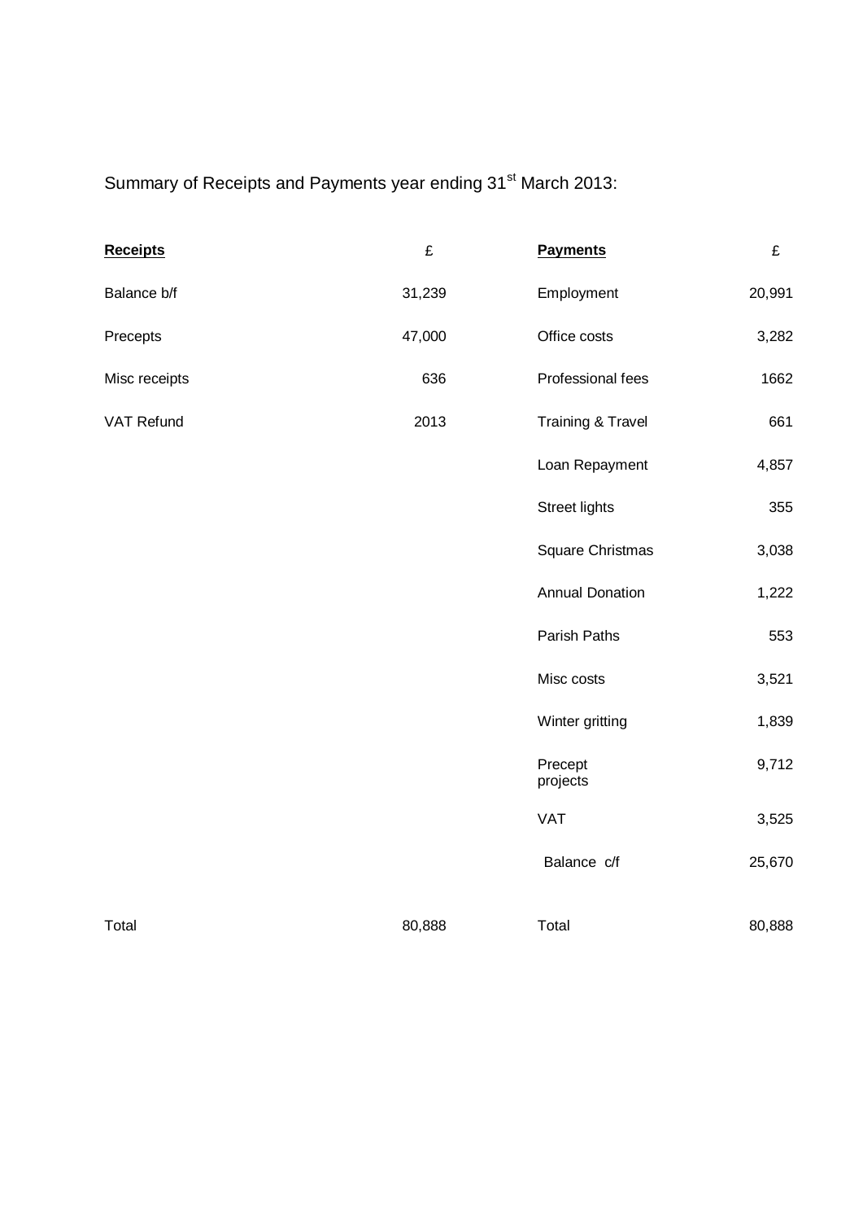Summary of Receipts and Payments year ending 31st March 2013:

| **Receipts** | £ | **Payments** | £ |
|---|---|---|---|
| Balance b/f | 31,239 | Employment | 20,991 |
| Precepts | 47,000 | Office costs | 3,282 |
| Misc receipts | 636 | Professional fees | 1662 |
| VAT Refund | 2013 | Training & Travel | 661 |
| | | Loan Repayment | 4,857 |
| | | Street lights | 355 |
| | | Square Christmas | 3,038 |
| | | Annual Donation | 1,222 |
| | | Parish Paths | 553 |
| | | Misc costs | 3,521 |
| | | Winter gritting | 1,839 |
| | | Precept projects | 9,712 |
| | | VAT | 3,525 |
| | | Balance c/f | 25,670 |
| Total | 80,888 | Total | 80,888 |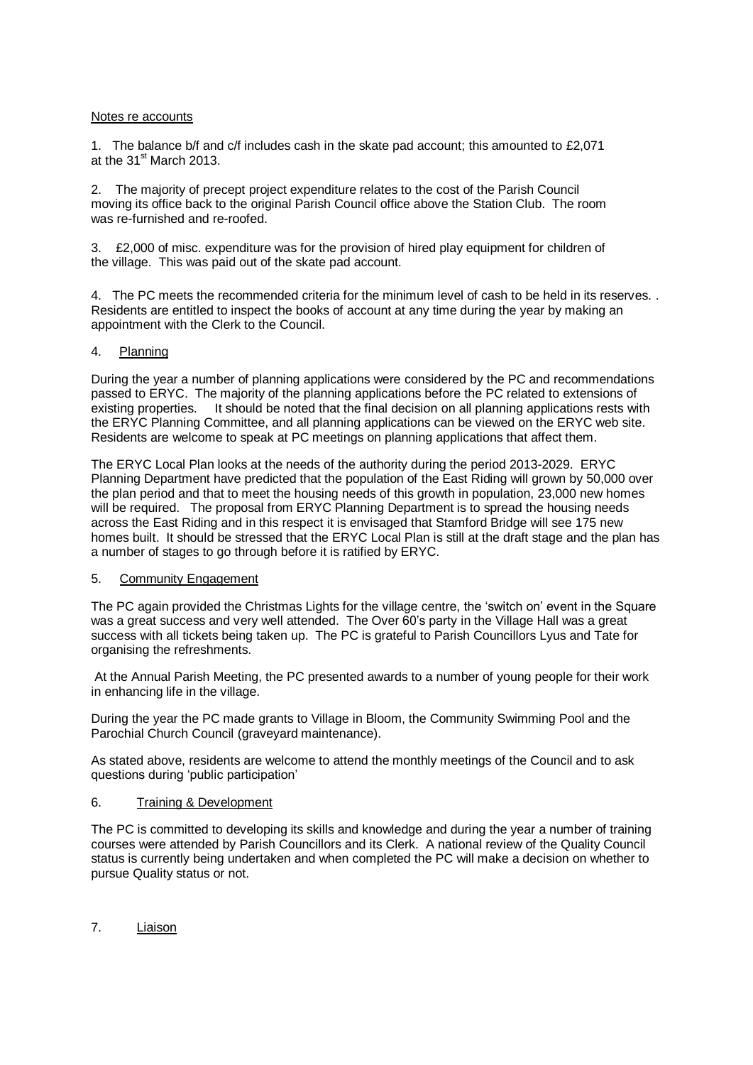Notes re accounts

1. The balance b/f and c/f includes cash in the skate pad account; this amounted to £2,071 at the 31st March 2013.

2. The majority of precept project expenditure relates to the cost of the Parish Council moving its office back to the original Parish Council office above the Station Club. The room was re-furnished and re-roofed.

3. £2,000 of misc. expenditure was for the provision of hired play equipment for children of the village. This was paid out of the skate pad account.

4. The PC meets the recommended criteria for the minimum level of cash to be held in its reserves. . Residents are entitled to inspect the books of account at any time during the year by making an appointment with the Clerk to the Council.

4. Planning

During the year a number of planning applications were considered by the PC and recommendations passed to ERYC. The majority of the planning applications before the PC related to extensions of existing properties. It should be noted that the final decision on all planning applications rests with the ERYC Planning Committee, and all planning applications can be viewed on the ERYC web site. Residents are welcome to speak at PC meetings on planning applications that affect them.

The ERYC Local Plan looks at the needs of the authority during the period 2013-2029. ERYC Planning Department have predicted that the population of the East Riding will grown by 50,000 over the plan period and that to meet the housing needs of this growth in population, 23,000 new homes will be required. The proposal from ERYC Planning Department is to spread the housing needs across the East Riding and in this respect it is envisaged that Stamford Bridge will see 175 new homes built. It should be stressed that the ERYC Local Plan is still at the draft stage and the plan has a number of stages to go through before it is ratified by ERYC.

5. Community Engagement

The PC again provided the Christmas Lights for the village centre, the 'switch on' event in the Square was a great success and very well attended. The Over 60's party in the Village Hall was a great success with all tickets being taken up. The PC is grateful to Parish Councillors Lyus and Tate for organising the refreshments.

At the Annual Parish Meeting, the PC presented awards to a number of young people for their work in enhancing life in the village.

During the year the PC made grants to Village in Bloom, the Community Swimming Pool and the Parochial Church Council (graveyard maintenance).

As stated above, residents are welcome to attend the monthly meetings of the Council and to ask questions during 'public participation'

6. Training & Development

The PC is committed to developing its skills and knowledge and during the year a number of training courses were attended by Parish Councillors and its Clerk. A national review of the Quality Council status is currently being undertaken and when completed the PC will make a decision on whether to pursue Quality status or not.

7. Liaison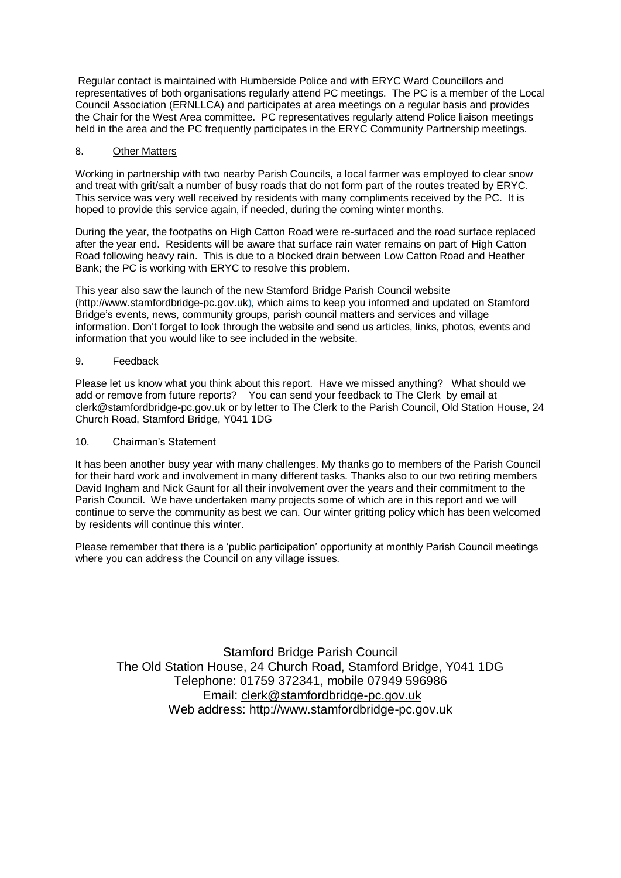Regular contact is maintained with Humberside Police and with ERYC Ward Councillors and representatives of both organisations regularly attend PC meetings. The PC is a member of the Local Council Association (ERNLLCA) and participates at area meetings on a regular basis and provides the Chair for the West Area committee. PC representatives regularly attend Police liaison meetings held in the area and the PC frequently participates in the ERYC Community Partnership meetings.

## 8. Other Matters

Working in partnership with two nearby Parish Councils, a local farmer was employed to clear snow and treat with grit/salt a number of busy roads that do not form part of the routes treated by ERYC. This service was very well received by residents with many compliments received by the PC. It is hoped to provide this service again, if needed, during the coming winter months.

During the year, the footpaths on High Catton Road were re-surfaced and the road surface replaced after the year end. Residents will be aware that surface rain water remains on part of High Catton Road following heavy rain. This is due to a blocked drain between Low Catton Road and Heather Bank; the PC is working with ERYC to resolve this problem.

This year also saw the launch of the new Stamford Bridge Parish Council website (http://www.stamfordbridge-pc.gov.uk), which aims to keep you informed and updated on Stamford Bridge's events, news, community groups, parish council matters and services and village information. Don't forget to look through the website and send us articles, links, photos, events and information that you would like to see included in the website.

## 9. Feedback

Please let us know what you think about this report. Have we missed anything? What should we add or remove from future reports? You can send your feedback to The Clerk by email at clerk@stamfordbridge-pc.gov.uk or by letter to The Clerk to the Parish Council, Old Station House, 24 Church Road, Stamford Bridge, Y041 1DG

## 10. Chairman's Statement

It has been another busy year with many challenges. My thanks go to members of the Parish Council for their hard work and involvement in many different tasks. Thanks also to our two retiring members David Ingham and Nick Gaunt for all their involvement over the years and their commitment to the Parish Council. We have undertaken many projects some of which are in this report and we will continue to serve the community as best we can. Our winter gritting policy which has been welcomed by residents will continue this winter.

Please remember that there is a 'public participation' opportunity at monthly Parish Council meetings where you can address the Council on any village issues.

Stamford Bridge Parish Council
The Old Station House, 24 Church Road, Stamford Bridge, Y041 1DG
Telephone: 01759 372341, mobile 07949 596986
Email: clerk@stamfordbridge-pc.gov.uk
Web address: http://www.stamfordbridge-pc.gov.uk